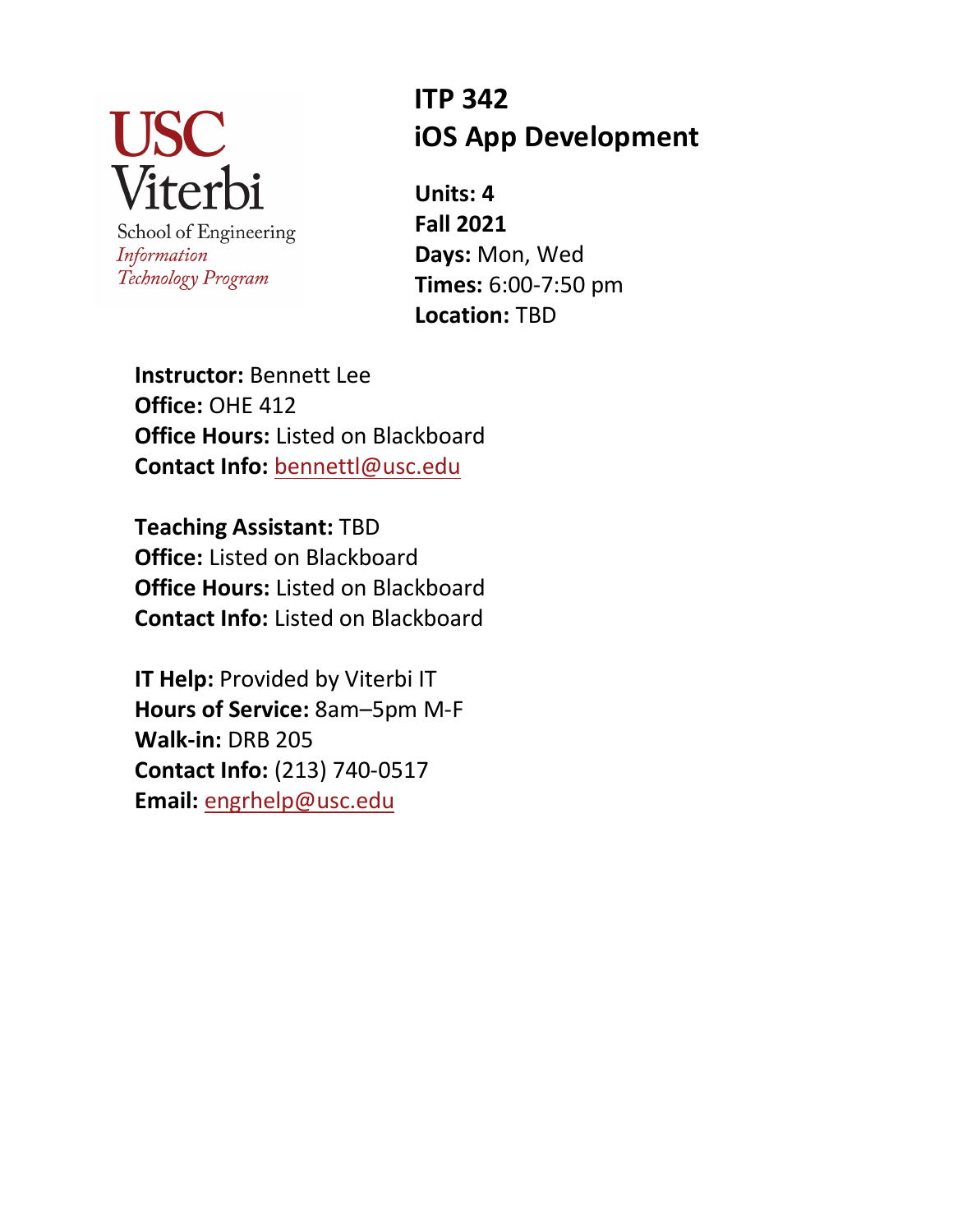USC Viterbi
School of Engineering
*Information Technology Program*

# ITP 342
# iOS App Development

**Units: 4**
**Fall 2021**
**Days:** Mon, Wed
**Times:** 6:00-7:50 pm
**Location:** TBD

**Instructor:** Bennett Lee
**Office:** OHE 412
**Office Hours:** Listed on Blackboard
**Contact Info:** bennettl@usc.edu

**Teaching Assistant:** TBD
**Office:** Listed on Blackboard
**Office Hours:** Listed on Blackboard
**Contact Info:** Listed on Blackboard

**IT Help:** Provided by Viterbi IT
**Hours of Service:** 8am–5pm M-F
**Walk-in:** DRB 205
**Contact Info:** (213) 740-0517
**Email:** engrhelp@usc.edu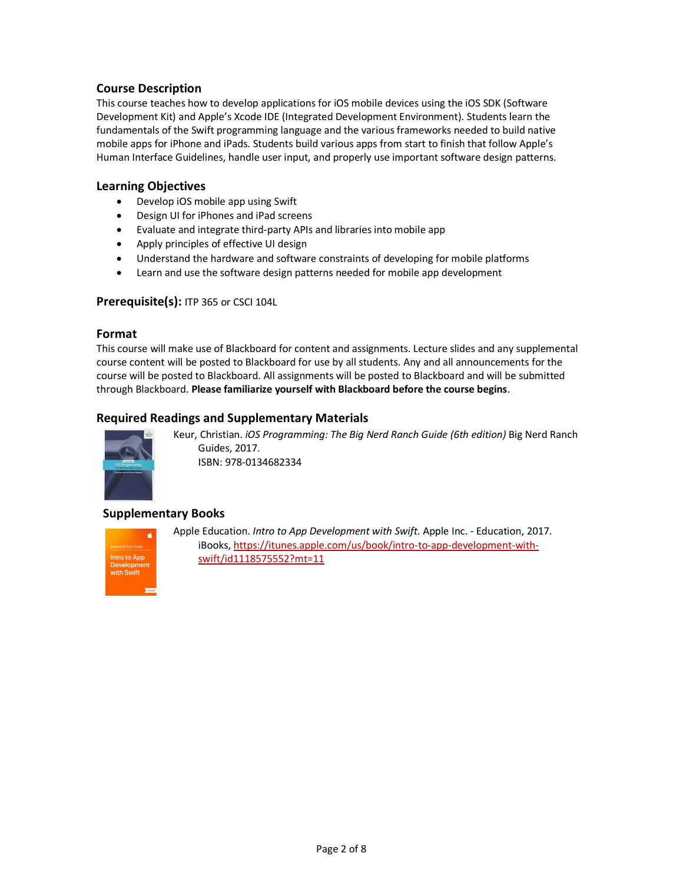## Course Description

This course teaches how to develop applications for iOS mobile devices using the iOS SDK (Software Development Kit) and Apple's Xcode IDE (Integrated Development Environment). Students learn the fundamentals of the Swift programming language and the various frameworks needed to build native mobile apps for iPhone and iPads. Students build various apps from start to finish that follow Apple's Human Interface Guidelines, handle user input, and properly use important software design patterns.

## Learning Objectives

- Develop iOS mobile app using Swift
- Design UI for iPhones and iPad screens
- Evaluate and integrate third-party APIs and libraries into mobile app
- Apply principles of effective UI design
- Understand the hardware and software constraints of developing for mobile platforms
- Learn and use the software design patterns needed for mobile app development

## Prerequisite(s): ITP 365 or CSCI 104L

## Format

This course will make use of Blackboard for content and assignments. Lecture slides and any supplemental course content will be posted to Blackboard for use by all students. Any and all announcements for the course will be posted to Blackboard. All assignments will be posted to Blackboard and will be submitted through Blackboard. **Please familiarize yourself with Blackboard before the course begins**.

## Required Readings and Supplementary Materials

Keur, Christian. *iOS Programming: The Big Nerd Ranch Guide (6th edition)* Big Nerd Ranch Guides, 2017.
ISBN: 978-0134682334

## Supplementary Books

Apple Education. *Intro to App Development with Swift*. Apple Inc. - Education, 2017.
iBooks, https://itunes.apple.com/us/book/intro-to-app-development-with-swift/id1118575552?mt=11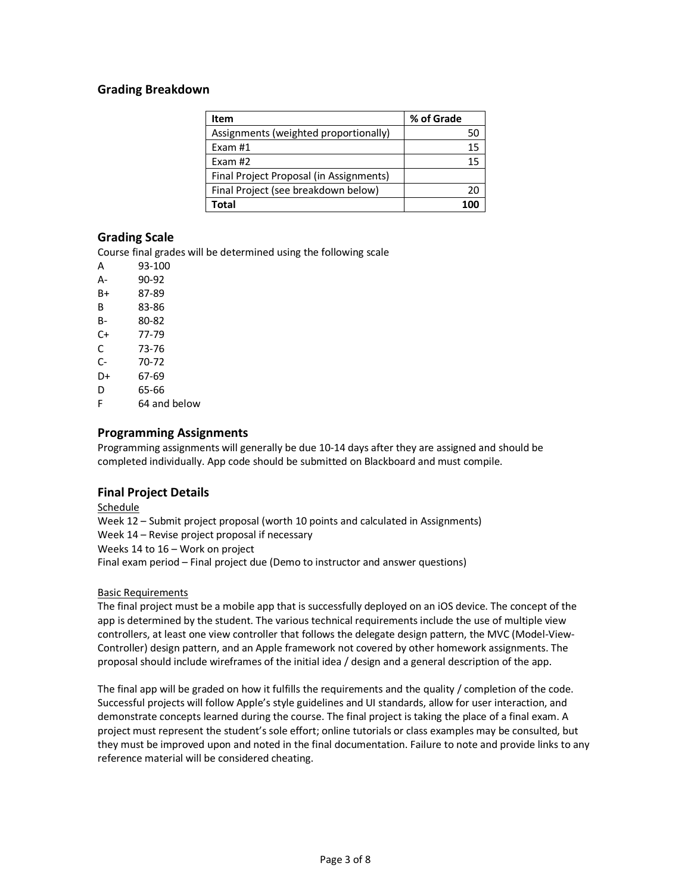## Grading Breakdown

| **Item** | **% of Grade** |
|---|---|
| Assignments (weighted proportionally) | 50 |
| Exam #1 | 15 |
| Exam #2 | 15 |
| Final Project Proposal (in Assignments) | |
| Final Project (see breakdown below) | 20 |
| **Total** | **100** |

## Grading Scale

Course final grades will be determined using the following scale

A 93-100
A- 90-92
B+ 87-89
B 83-86
B- 80-82
C+ 77-79
C 73-76
C- 70-72
D+ 67-69
D 65-66
F 64 and below

## Programming Assignments

Programming assignments will generally be due 10-14 days after they are assigned and should be completed individually. App code should be submitted on Blackboard and must compile.

## Final Project Details

<u>Schedule</u>

Week 12 – Submit project proposal (worth 10 points and calculated in Assignments)
Week 14 – Revise project proposal if necessary
Weeks 14 to 16 – Work on project
Final exam period – Final project due (Demo to instructor and answer questions)

<u>Basic Requirements</u>

The final project must be a mobile app that is successfully deployed on an iOS device. The concept of the app is determined by the student. The various technical requirements include the use of multiple view controllers, at least one view controller that follows the delegate design pattern, the MVC (Model-View-Controller) design pattern, and an Apple framework not covered by other homework assignments. The proposal should include wireframes of the initial idea / design and a general description of the app.

The final app will be graded on how it fulfills the requirements and the quality / completion of the code. Successful projects will follow Apple's style guidelines and UI standards, allow for user interaction, and demonstrate concepts learned during the course. The final project is taking the place of a final exam. A project must represent the student's sole effort; online tutorials or class examples may be consulted, but they must be improved upon and noted in the final documentation. Failure to note and provide links to any reference material will be considered cheating.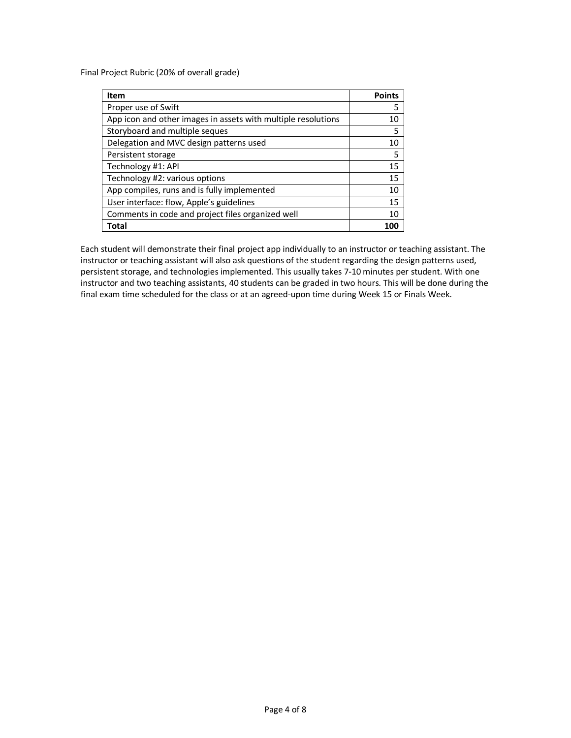Final Project Rubric (20% of overall grade)

| Item | Points |
| --- | ---: |
| Proper use of Swift | 5 |
| App icon and other images in assets with multiple resolutions | 10 |
| Storyboard and multiple seques | 5 |
| Delegation and MVC design patterns used | 10 |
| Persistent storage | 5 |
| Technology #1: API | 15 |
| Technology #2: various options | 15 |
| App compiles, runs and is fully implemented | 10 |
| User interface: flow, Apple's guidelines | 15 |
| Comments in code and project files organized well | 10 |
| **Total** | **100** |

Each student will demonstrate their final project app individually to an instructor or teaching assistant. The instructor or teaching assistant will also ask questions of the student regarding the design patterns used, persistent storage, and technologies implemented. This usually takes 7-10 minutes per student. With one instructor and two teaching assistants, 40 students can be graded in two hours. This will be done during the final exam time scheduled for the class or at an agreed-upon time during Week 15 or Finals Week.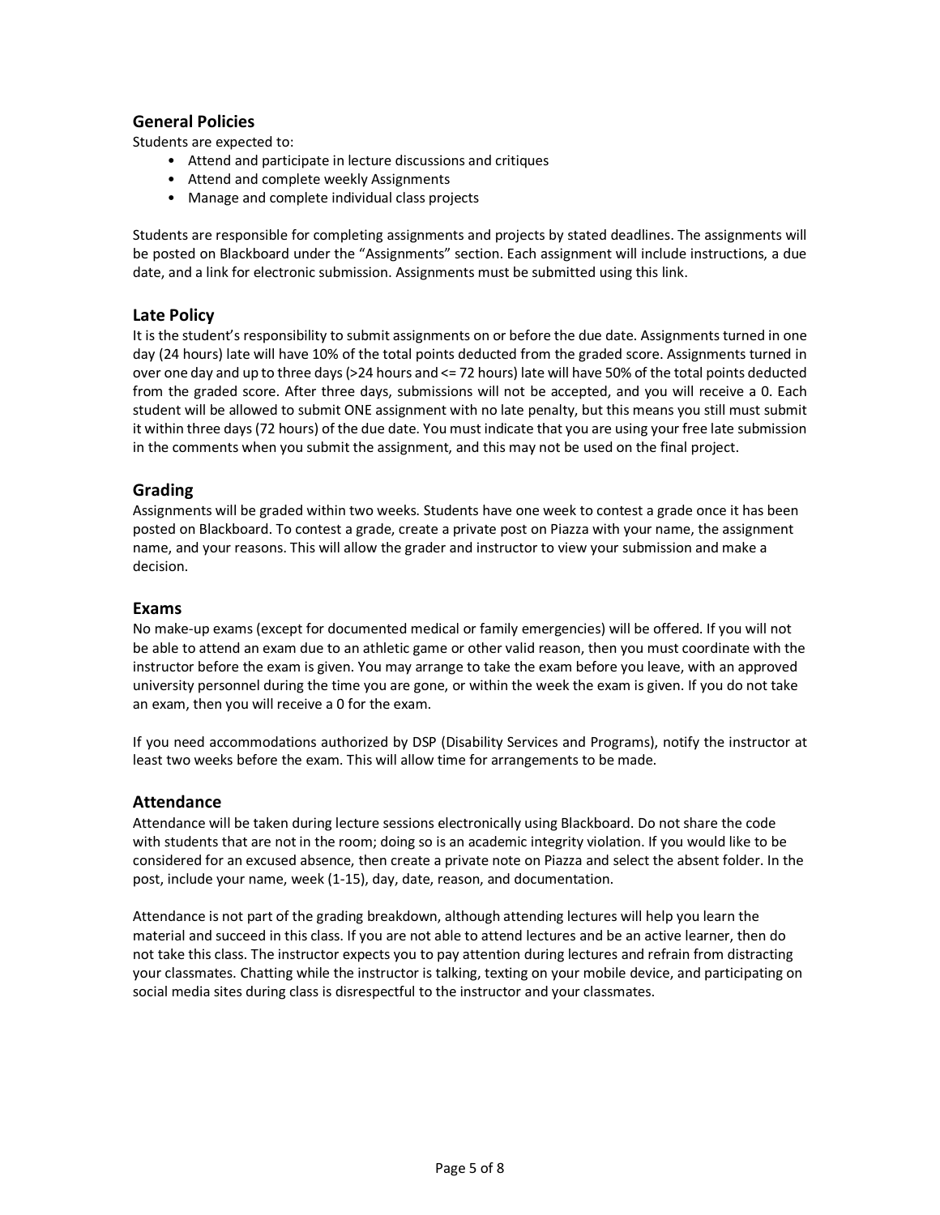## General Policies

Students are expected to:

- Attend and participate in lecture discussions and critiques
- Attend and complete weekly Assignments
- Manage and complete individual class projects

Students are responsible for completing assignments and projects by stated deadlines. The assignments will be posted on Blackboard under the "Assignments" section. Each assignment will include instructions, a due date, and a link for electronic submission. Assignments must be submitted using this link.

## Late Policy

It is the student's responsibility to submit assignments on or before the due date. Assignments turned in one day (24 hours) late will have 10% of the total points deducted from the graded score. Assignments turned in over one day and up to three days (>24 hours and <= 72 hours) late will have 50% of the total points deducted from the graded score. After three days, submissions will not be accepted, and you will receive a 0. Each student will be allowed to submit ONE assignment with no late penalty, but this means you still must submit it within three days (72 hours) of the due date. You must indicate that you are using your free late submission in the comments when you submit the assignment, and this may not be used on the final project.

## Grading

Assignments will be graded within two weeks. Students have one week to contest a grade once it has been posted on Blackboard. To contest a grade, create a private post on Piazza with your name, the assignment name, and your reasons. This will allow the grader and instructor to view your submission and make a decision.

## Exams

No make-up exams (except for documented medical or family emergencies) will be offered. If you will not be able to attend an exam due to an athletic game or other valid reason, then you must coordinate with the instructor before the exam is given. You may arrange to take the exam before you leave, with an approved university personnel during the time you are gone, or within the week the exam is given. If you do not take an exam, then you will receive a 0 for the exam.

If you need accommodations authorized by DSP (Disability Services and Programs), notify the instructor at least two weeks before the exam. This will allow time for arrangements to be made.

## Attendance

Attendance will be taken during lecture sessions electronically using Blackboard. Do not share the code with students that are not in the room; doing so is an academic integrity violation. If you would like to be considered for an excused absence, then create a private note on Piazza and select the absent folder. In the post, include your name, week (1-15), day, date, reason, and documentation.

Attendance is not part of the grading breakdown, although attending lectures will help you learn the material and succeed in this class. If you are not able to attend lectures and be an active learner, then do not take this class. The instructor expects you to pay attention during lectures and refrain from distracting your classmates. Chatting while the instructor is talking, texting on your mobile device, and participating on social media sites during class is disrespectful to the instructor and your classmates.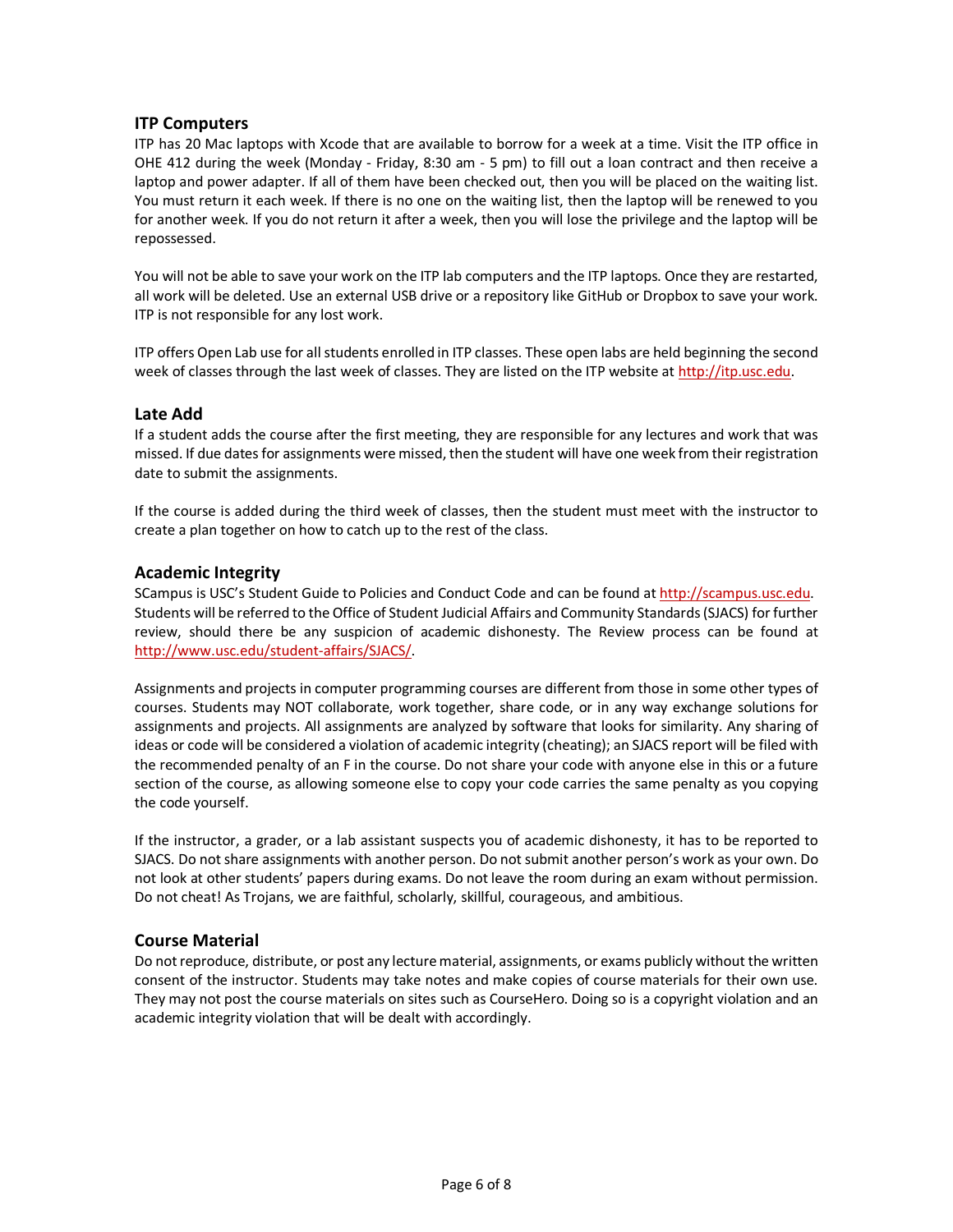## ITP Computers

ITP has 20 Mac laptops with Xcode that are available to borrow for a week at a time. Visit the ITP office in OHE 412 during the week (Monday - Friday, 8:30 am - 5 pm) to fill out a loan contract and then receive a laptop and power adapter. If all of them have been checked out, then you will be placed on the waiting list. You must return it each week. If there is no one on the waiting list, then the laptop will be renewed to you for another week. If you do not return it after a week, then you will lose the privilege and the laptop will be repossessed.

You will not be able to save your work on the ITP lab computers and the ITP laptops. Once they are restarted, all work will be deleted. Use an external USB drive or a repository like GitHub or Dropbox to save your work. ITP is not responsible for any lost work.

ITP offers Open Lab use for all students enrolled in ITP classes. These open labs are held beginning the second week of classes through the last week of classes. They are listed on the ITP website at http://itp.usc.edu.

## Late Add

If a student adds the course after the first meeting, they are responsible for any lectures and work that was missed. If due dates for assignments were missed, then the student will have one week from their registration date to submit the assignments.

If the course is added during the third week of classes, then the student must meet with the instructor to create a plan together on how to catch up to the rest of the class.

## Academic Integrity

SCampus is USC's Student Guide to Policies and Conduct Code and can be found at http://scampus.usc.edu. Students will be referred to the Office of Student Judicial Affairs and Community Standards (SJACS) for further review, should there be any suspicion of academic dishonesty. The Review process can be found at http://www.usc.edu/student-affairs/SJACS/.

Assignments and projects in computer programming courses are different from those in some other types of courses. Students may NOT collaborate, work together, share code, or in any way exchange solutions for assignments and projects. All assignments are analyzed by software that looks for similarity. Any sharing of ideas or code will be considered a violation of academic integrity (cheating); an SJACS report will be filed with the recommended penalty of an F in the course. Do not share your code with anyone else in this or a future section of the course, as allowing someone else to copy your code carries the same penalty as you copying the code yourself.

If the instructor, a grader, or a lab assistant suspects you of academic dishonesty, it has to be reported to SJACS. Do not share assignments with another person. Do not submit another person's work as your own. Do not look at other students' papers during exams. Do not leave the room during an exam without permission. Do not cheat! As Trojans, we are faithful, scholarly, skillful, courageous, and ambitious.

## Course Material

Do not reproduce, distribute, or post any lecture material, assignments, or exams publicly without the written consent of the instructor. Students may take notes and make copies of course materials for their own use. They may not post the course materials on sites such as CourseHero. Doing so is a copyright violation and an academic integrity violation that will be dealt with accordingly.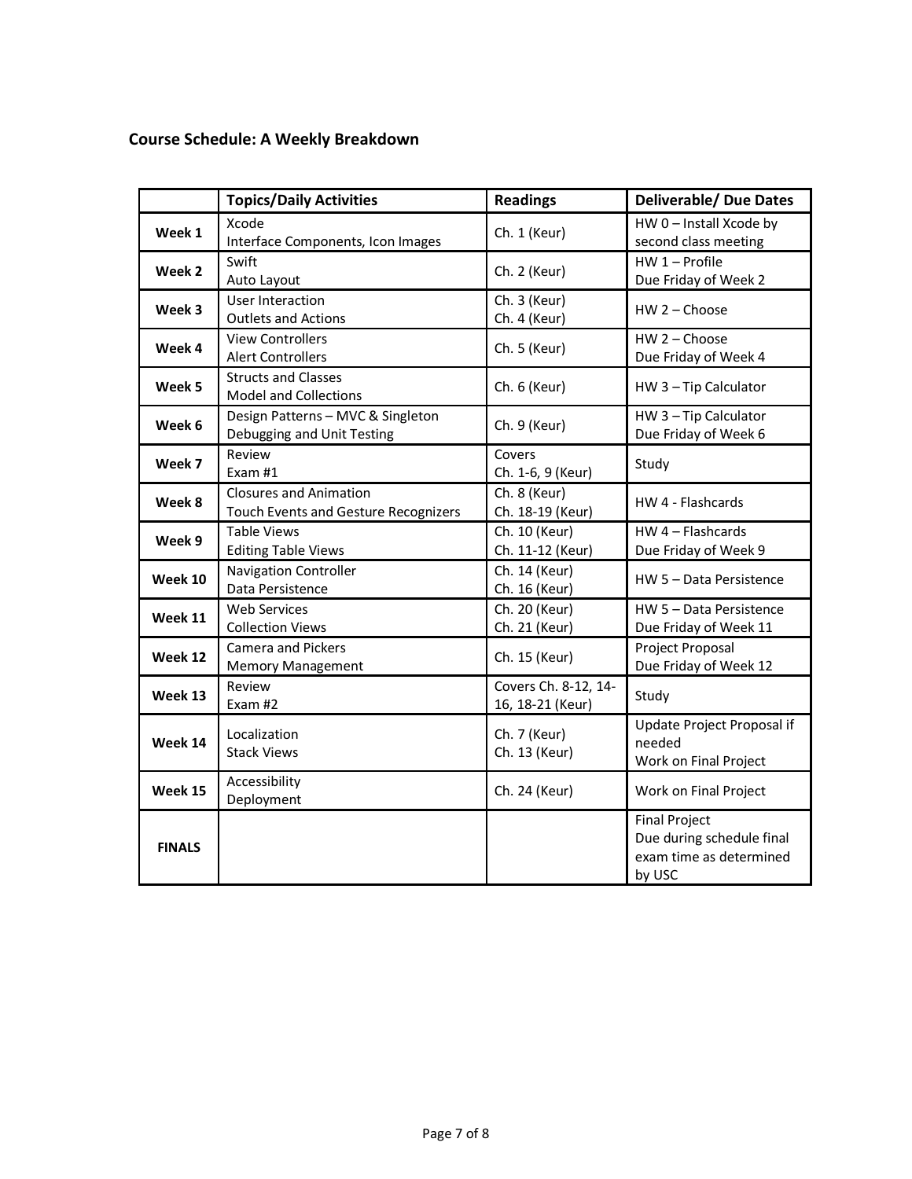## Course Schedule: A Weekly Breakdown

| | Topics/Daily Activities | Readings | Deliverable/ Due Dates |
|---|---|---|---|
| **Week 1** | Xcode<br>Interface Components, Icon Images | Ch. 1 (Keur) | HW 0 – Install Xcode by second class meeting |
| **Week 2** | Swift<br>Auto Layout | Ch. 2 (Keur) | HW 1 – Profile<br>Due Friday of Week 2 |
| **Week 3** | User Interaction<br>Outlets and Actions | Ch. 3 (Keur)<br>Ch. 4 (Keur) | HW 2 – Choose |
| **Week 4** | View Controllers<br>Alert Controllers | Ch. 5 (Keur) | HW 2 – Choose<br>Due Friday of Week 4 |
| **Week 5** | Structs and Classes<br>Model and Collections | Ch. 6 (Keur) | HW 3 – Tip Calculator |
| **Week 6** | Design Patterns – MVC & Singleton<br>Debugging and Unit Testing | Ch. 9 (Keur) | HW 3 – Tip Calculator<br>Due Friday of Week 6 |
| **Week 7** | Review<br>Exam #1 | Covers<br>Ch. 1-6, 9 (Keur) | Study |
| **Week 8** | Closures and Animation<br>Touch Events and Gesture Recognizers | Ch. 8 (Keur)<br>Ch. 18-19 (Keur) | HW 4 - Flashcards |
| **Week 9** | Table Views<br>Editing Table Views | Ch. 10 (Keur)<br>Ch. 11-12 (Keur) | HW 4 – Flashcards<br>Due Friday of Week 9 |
| **Week 10** | Navigation Controller<br>Data Persistence | Ch. 14 (Keur)<br>Ch. 16 (Keur) | HW 5 – Data Persistence |
| **Week 11** | Web Services<br>Collection Views | Ch. 20 (Keur)<br>Ch. 21 (Keur) | HW 5 – Data Persistence<br>Due Friday of Week 11 |
| **Week 12** | Camera and Pickers<br>Memory Management | Ch. 15 (Keur) | Project Proposal<br>Due Friday of Week 12 |
| **Week 13** | Review<br>Exam #2 | Covers Ch. 8-12, 14-16, 18-21 (Keur) | Study |
| **Week 14** | Localization<br>Stack Views | Ch. 7 (Keur)<br>Ch. 13 (Keur) | Update Project Proposal if needed<br>Work on Final Project |
| **Week 15** | Accessibility<br>Deployment | Ch. 24 (Keur) | Work on Final Project |
| **FINALS** | | | Final Project<br>Due during schedule final exam time as determined by USC |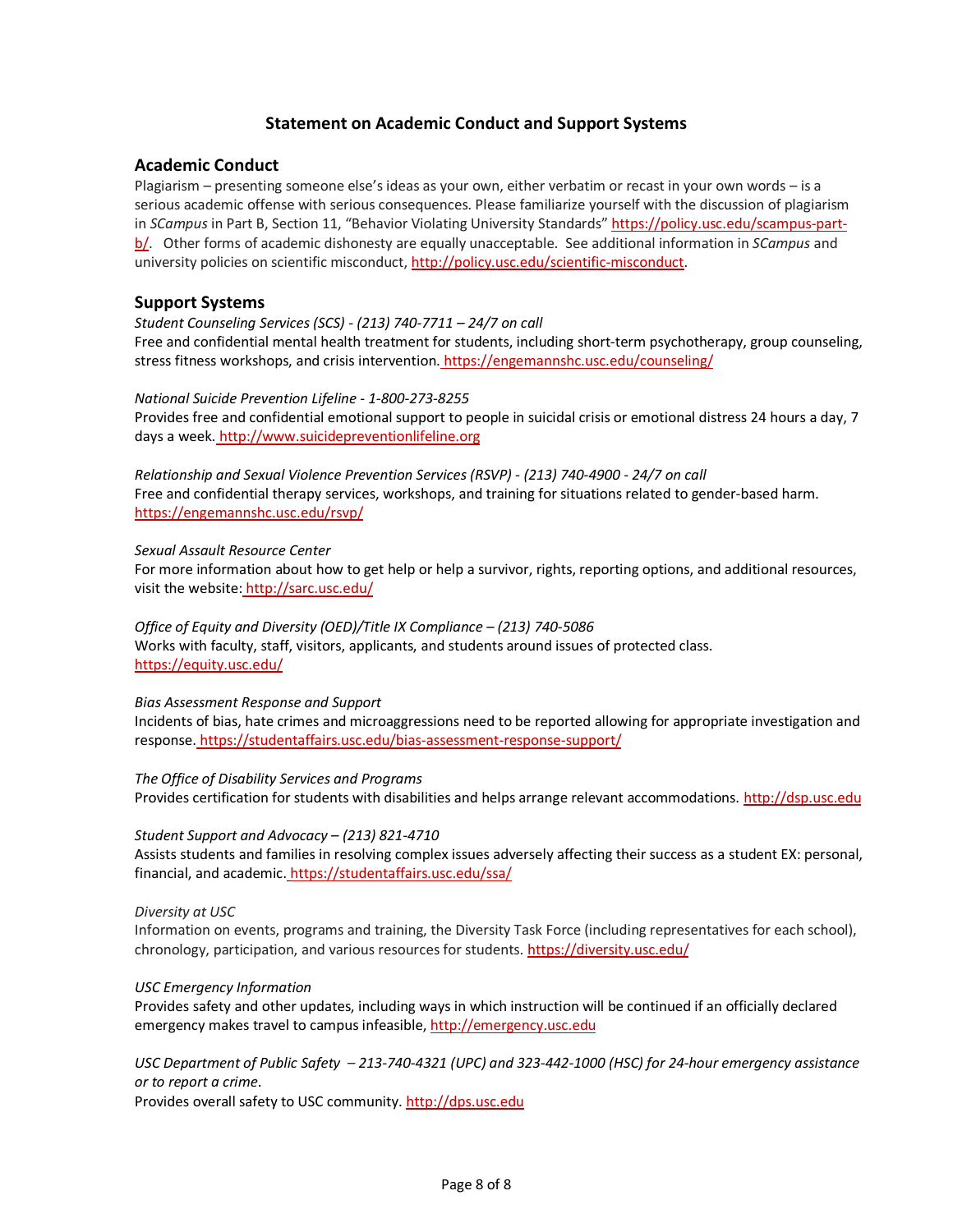# Statement on Academic Conduct and Support Systems

## Academic Conduct

Plagiarism – presenting someone else's ideas as your own, either verbatim or recast in your own words – is a serious academic offense with serious consequences. Please familiarize yourself with the discussion of plagiarism in *SCampus* in Part B, Section 11, "Behavior Violating University Standards" https://policy.usc.edu/scampus-part-b/. Other forms of academic dishonesty are equally unacceptable. See additional information in *SCampus* and university policies on scientific misconduct, http://policy.usc.edu/scientific-misconduct.

## Support Systems

*Student Counseling Services (SCS) - (213) 740-7711 – 24/7 on call*
Free and confidential mental health treatment for students, including short-term psychotherapy, group counseling, stress fitness workshops, and crisis intervention. https://engemannshc.usc.edu/counseling/

*National Suicide Prevention Lifeline - 1-800-273-8255*
Provides free and confidential emotional support to people in suicidal crisis or emotional distress 24 hours a day, 7 days a week. http://www.suicidepreventionlifeline.org

*Relationship and Sexual Violence Prevention Services (RSVP) - (213) 740-4900 - 24/7 on call*
Free and confidential therapy services, workshops, and training for situations related to gender-based harm. https://engemannshc.usc.edu/rsvp/

*Sexual Assault Resource Center*
For more information about how to get help or help a survivor, rights, reporting options, and additional resources, visit the website: http://sarc.usc.edu/

*Office of Equity and Diversity (OED)/Title IX Compliance – (213) 740-5086*
Works with faculty, staff, visitors, applicants, and students around issues of protected class. https://equity.usc.edu/

*Bias Assessment Response and Support*
Incidents of bias, hate crimes and microaggressions need to be reported allowing for appropriate investigation and response. https://studentaffairs.usc.edu/bias-assessment-response-support/

*The Office of Disability Services and Programs*
Provides certification for students with disabilities and helps arrange relevant accommodations. http://dsp.usc.edu

*Student Support and Advocacy – (213) 821-4710*
Assists students and families in resolving complex issues adversely affecting their success as a student EX: personal, financial, and academic. https://studentaffairs.usc.edu/ssa/

*Diversity at USC*
Information on events, programs and training, the Diversity Task Force (including representatives for each school), chronology, participation, and various resources for students. https://diversity.usc.edu/

*USC Emergency Information*
Provides safety and other updates, including ways in which instruction will be continued if an officially declared emergency makes travel to campus infeasible, http://emergency.usc.edu

*USC Department of Public Safety – 213-740-4321 (UPC) and 323-442-1000 (HSC) for 24-hour emergency assistance or to report a crime.*
Provides overall safety to USC community. http://dps.usc.edu